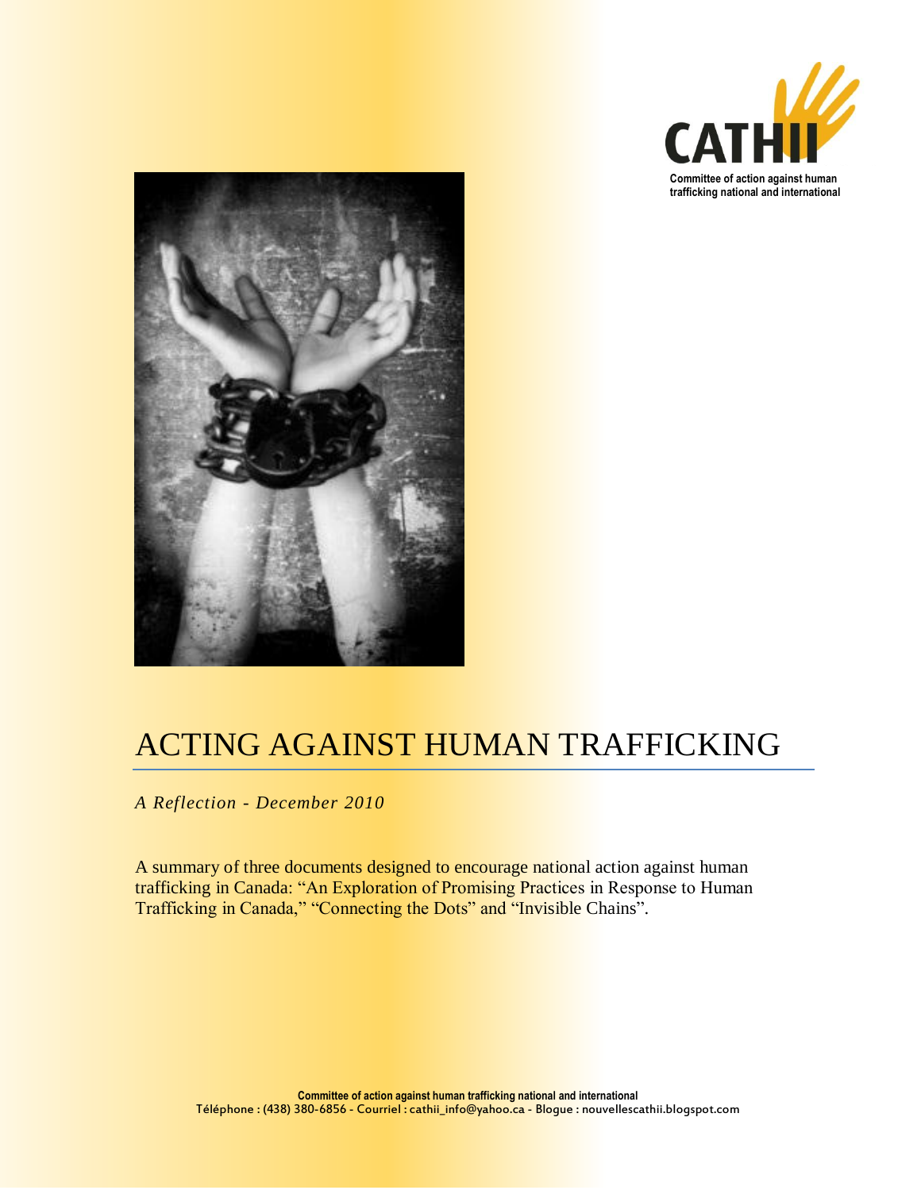CATHII

Committee of action against human trafficking national and international

# ACTING AGAINST HUMAN TRAFFICKING

*A Reflection - December 2010*

A summary of three documents designed to encourage national action against human trafficking in Canada: “An Exploration of Promising Practices in Response to Human Trafficking in Canada,” “Connecting the Dots” and “Invisible Chains”.

**Committee of action against human trafficking national and international**
Téléphone : (438) 380-6856 - Courriel : cathii_info@yahoo.ca - Blogue : nouvellescathii.blogspot.com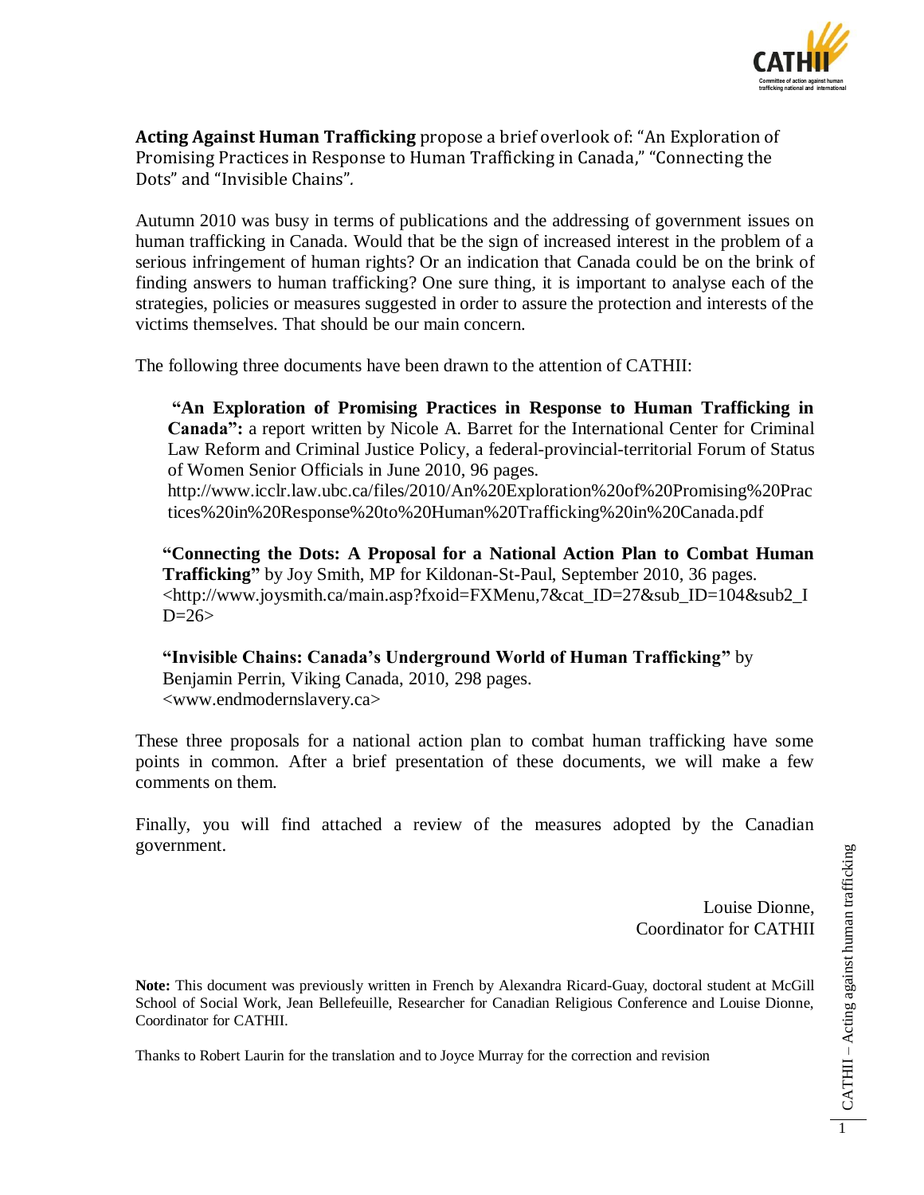**Acting Against Human Trafficking** propose a brief overlook of: "An Exploration of Promising Practices in Response to Human Trafficking in Canada," "Connecting the Dots" and "Invisible Chains".

Autumn 2010 was busy in terms of publications and the addressing of government issues on human trafficking in Canada. Would that be the sign of increased interest in the problem of a serious infringement of human rights? Or an indication that Canada could be on the brink of finding answers to human trafficking? One sure thing, it is important to analyse each of the strategies, policies or measures suggested in order to assure the protection and interests of the victims themselves. That should be our main concern.

The following three documents have been drawn to the attention of CATHII:

> **"An Exploration of Promising Practices in Response to Human Trafficking in Canada":** a report written by Nicole A. Barret for the International Center for Criminal Law Reform and Criminal Justice Policy, a federal-provincial-territorial Forum of Status of Women Senior Officials in June 2010, 96 pages.
> http://www.icclr.law.ubc.ca/files/2010/An%20Exploration%20of%20Promising%20Practices%20in%20Response%20to%20Human%20Trafficking%20in%20Canada.pdf

> **"Connecting the Dots: A Proposal for a National Action Plan to Combat Human Trafficking"** by Joy Smith, MP for Kildonan-St-Paul, September 2010, 36 pages.
> <http://www.joysmith.ca/main.asp?fxoid=FXMenu,7&cat_ID=27&sub_ID=104&sub2_ID=26>

> **"Invisible Chains: Canada's Underground World of Human Trafficking"** by Benjamin Perrin, Viking Canada, 2010, 298 pages.
> <www.endmodernslavery.ca>

These three proposals for a national action plan to combat human trafficking have some points in common. After a brief presentation of these documents, we will make a few comments on them.

Finally, you will find attached a review of the measures adopted by the Canadian government.

Louise Dionne,
Coordinator for CATHII

**Note:** This document was previously written in French by Alexandra Ricard-Guay, doctoral student at McGill School of Social Work, Jean Bellefeuille, Researcher for Canadian Religious Conference and Louise Dionne, Coordinator for CATHII.

Thanks to Robert Laurin for the translation and to Joyce Murray for the correction and revision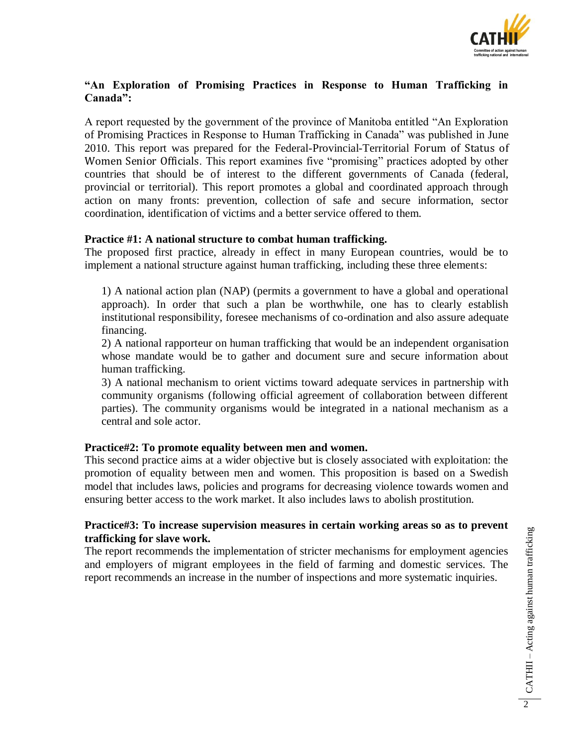## "An Exploration of Promising Practices in Response to Human Trafficking in Canada":

A report requested by the government of the province of Manitoba entitled "An Exploration of Promising Practices in Response to Human Trafficking in Canada" was published in June 2010. This report was prepared for the Federal-Provincial-Territorial Forum of Status of Women Senior Officials. This report examines five "promising" practices adopted by other countries that should be of interest to the different governments of Canada (federal, provincial or territorial). This report promotes a global and coordinated approach through action on many fronts: prevention, collection of safe and secure information, sector coordination, identification of victims and a better service offered to them.

### Practice #1: A national structure to combat human trafficking.

The proposed first practice, already in effect in many European countries, would be to implement a national structure against human trafficking, including these three elements:

1) A national action plan (NAP) (permits a government to have a global and operational approach). In order that such a plan be worthwhile, one has to clearly establish institutional responsibility, foresee mechanisms of co-ordination and also assure adequate financing.
2) A national rapporteur on human trafficking that would be an independent organisation whose mandate would be to gather and document sure and secure information about human trafficking.
3) A national mechanism to orient victims toward adequate services in partnership with community organisms (following official agreement of collaboration between different parties). The community organisms would be integrated in a national mechanism as a central and sole actor.

### Practice#2: To promote equality between men and women.

This second practice aims at a wider objective but is closely associated with exploitation: the promotion of equality between men and women. This proposition is based on a Swedish model that includes laws, policies and programs for decreasing violence towards women and ensuring better access to the work market. It also includes laws to abolish prostitution.

### Practice#3: To increase supervision measures in certain working areas so as to prevent trafficking for slave work.

The report recommends the implementation of stricter mechanisms for employment agencies and employers of migrant employees in the field of farming and domestic services. The report recommends an increase in the number of inspections and more systematic inquiries.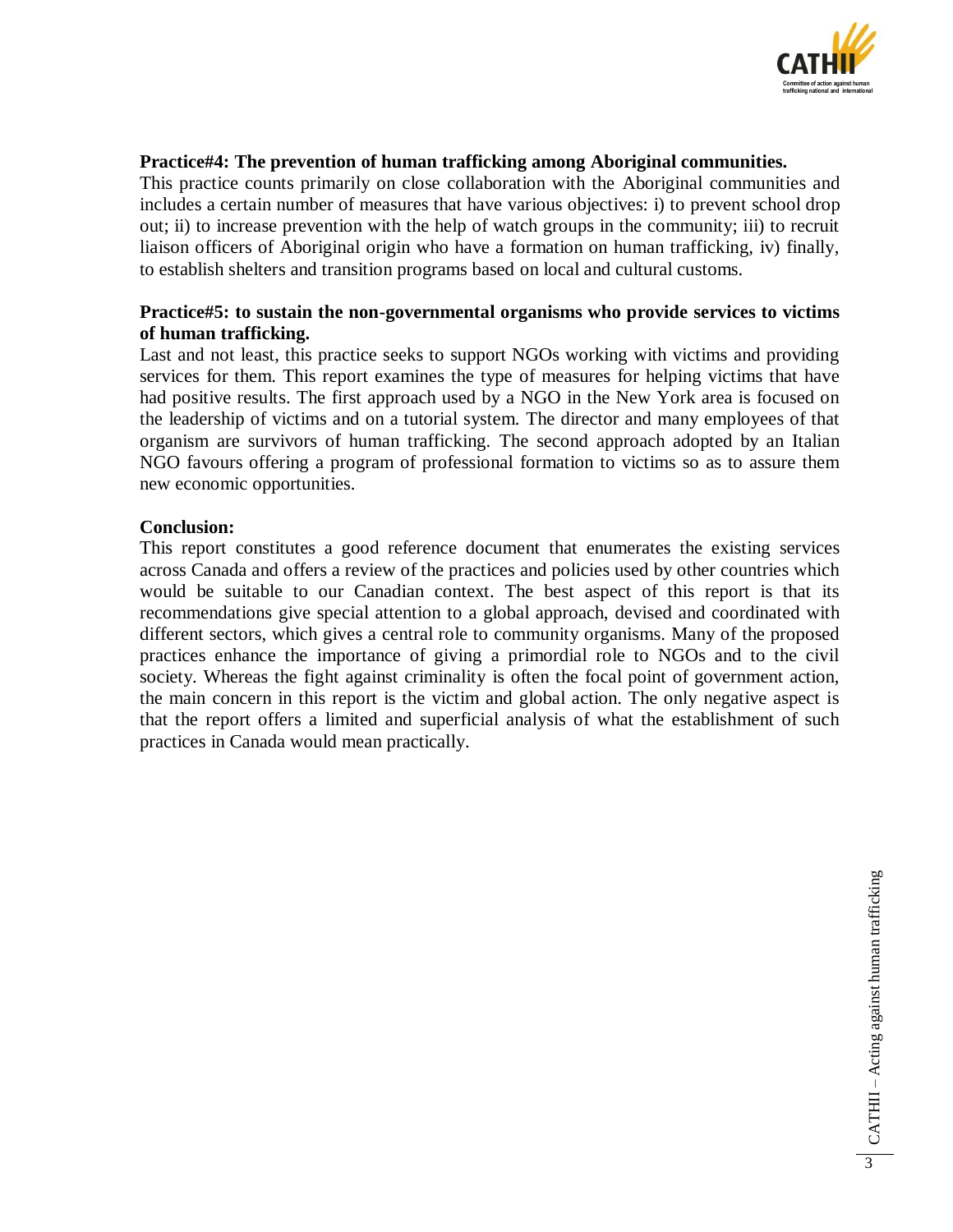**Practice#4: The prevention of human trafficking among Aboriginal communities.**

This practice counts primarily on close collaboration with the Aboriginal communities and includes a certain number of measures that have various objectives: i) to prevent school drop out; ii) to increase prevention with the help of watch groups in the community; iii) to recruit liaison officers of Aboriginal origin who have a formation on human trafficking, iv) finally, to establish shelters and transition programs based on local and cultural customs.

**Practice#5: to sustain the non-governmental organisms who provide services to victims of human trafficking.**

Last and not least, this practice seeks to support NGOs working with victims and providing services for them. This report examines the type of measures for helping victims that have had positive results. The first approach used by a NGO in the New York area is focused on the leadership of victims and on a tutorial system. The director and many employees of that organism are survivors of human trafficking. The second approach adopted by an Italian NGO favours offering a program of professional formation to victims so as to assure them new economic opportunities.

**Conclusion:**

This report constitutes a good reference document that enumerates the existing services across Canada and offers a review of the practices and policies used by other countries which would be suitable to our Canadian context. The best aspect of this report is that its recommendations give special attention to a global approach, devised and coordinated with different sectors, which gives a central role to community organisms. Many of the proposed practices enhance the importance of giving a primordial role to NGOs and to the civil society. Whereas the fight against criminality is often the focal point of government action, the main concern in this report is the victim and global action. The only negative aspect is that the report offers a limited and superficial analysis of what the establishment of such practices in Canada would mean practically.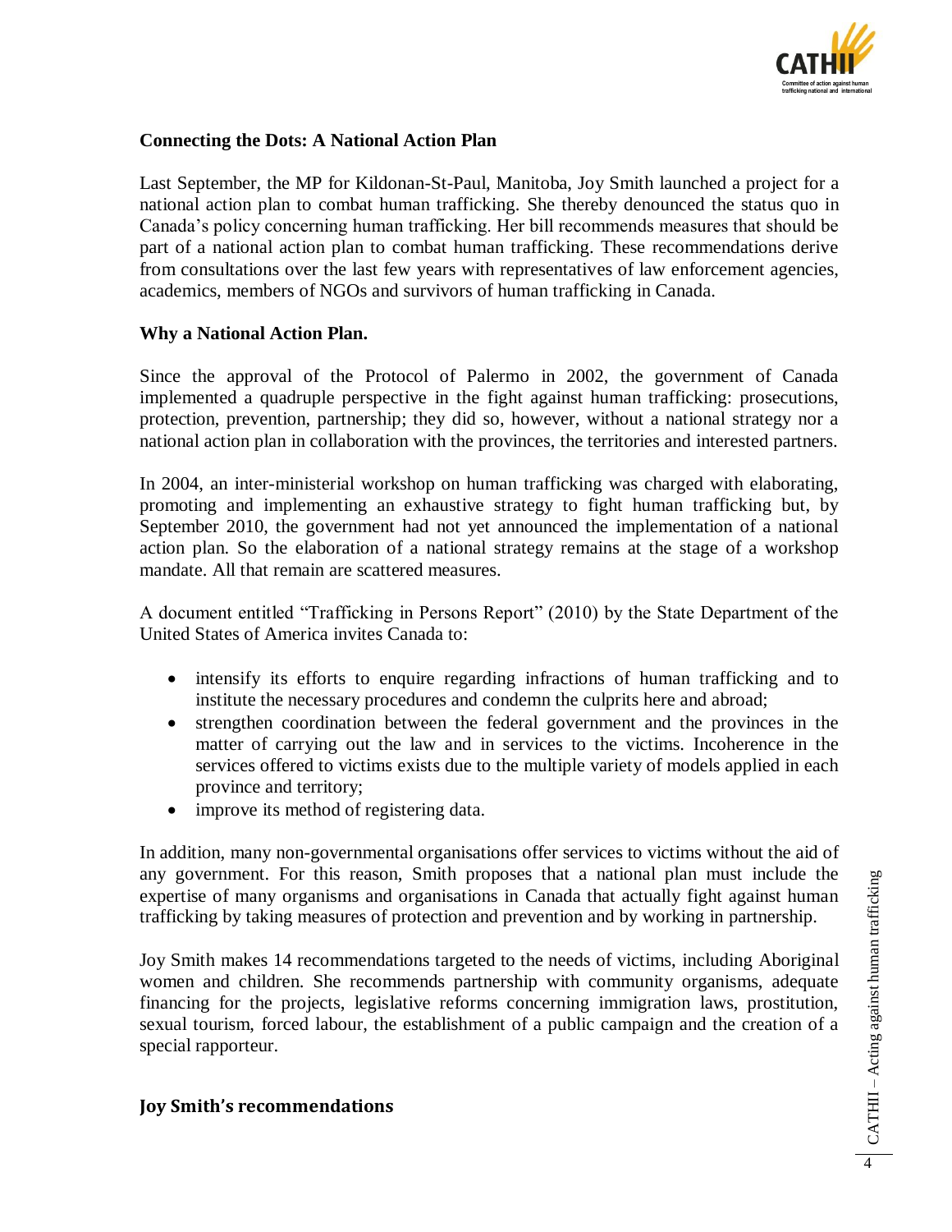## Connecting the Dots: A National Action Plan

Last September, the MP for Kildonan-St-Paul, Manitoba, Joy Smith launched a project for a national action plan to combat human trafficking. She thereby denounced the status quo in Canada's policy concerning human trafficking. Her bill recommends measures that should be part of a national action plan to combat human trafficking. These recommendations derive from consultations over the last few years with representatives of law enforcement agencies, academics, members of NGOs and survivors of human trafficking in Canada.

## Why a National Action Plan.

Since the approval of the Protocol of Palermo in 2002, the government of Canada implemented a quadruple perspective in the fight against human trafficking: prosecutions, protection, prevention, partnership; they did so, however, without a national strategy nor a national action plan in collaboration with the provinces, the territories and interested partners.

In 2004, an inter-ministerial workshop on human trafficking was charged with elaborating, promoting and implementing an exhaustive strategy to fight human trafficking but, by September 2010, the government had not yet announced the implementation of a national action plan. So the elaboration of a national strategy remains at the stage of a workshop mandate. All that remain are scattered measures.

A document entitled "Trafficking in Persons Report" (2010) by the State Department of the United States of America invites Canada to:

- intensify its efforts to enquire regarding infractions of human trafficking and to institute the necessary procedures and condemn the culprits here and abroad;
- strengthen coordination between the federal government and the provinces in the matter of carrying out the law and in services to the victims. Incoherence in the services offered to victims exists due to the multiple variety of models applied in each province and territory;
- improve its method of registering data.

In addition, many non-governmental organisations offer services to victims without the aid of any government. For this reason, Smith proposes that a national plan must include the expertise of many organisms and organisations in Canada that actually fight against human trafficking by taking measures of protection and prevention and by working in partnership.

Joy Smith makes 14 recommendations targeted to the needs of victims, including Aboriginal women and children. She recommends partnership with community organisms, adequate financing for the projects, legislative reforms concerning immigration laws, prostitution, sexual tourism, forced labour, the establishment of a public campaign and the creation of a special rapporteur.

## Joy Smith's recommendations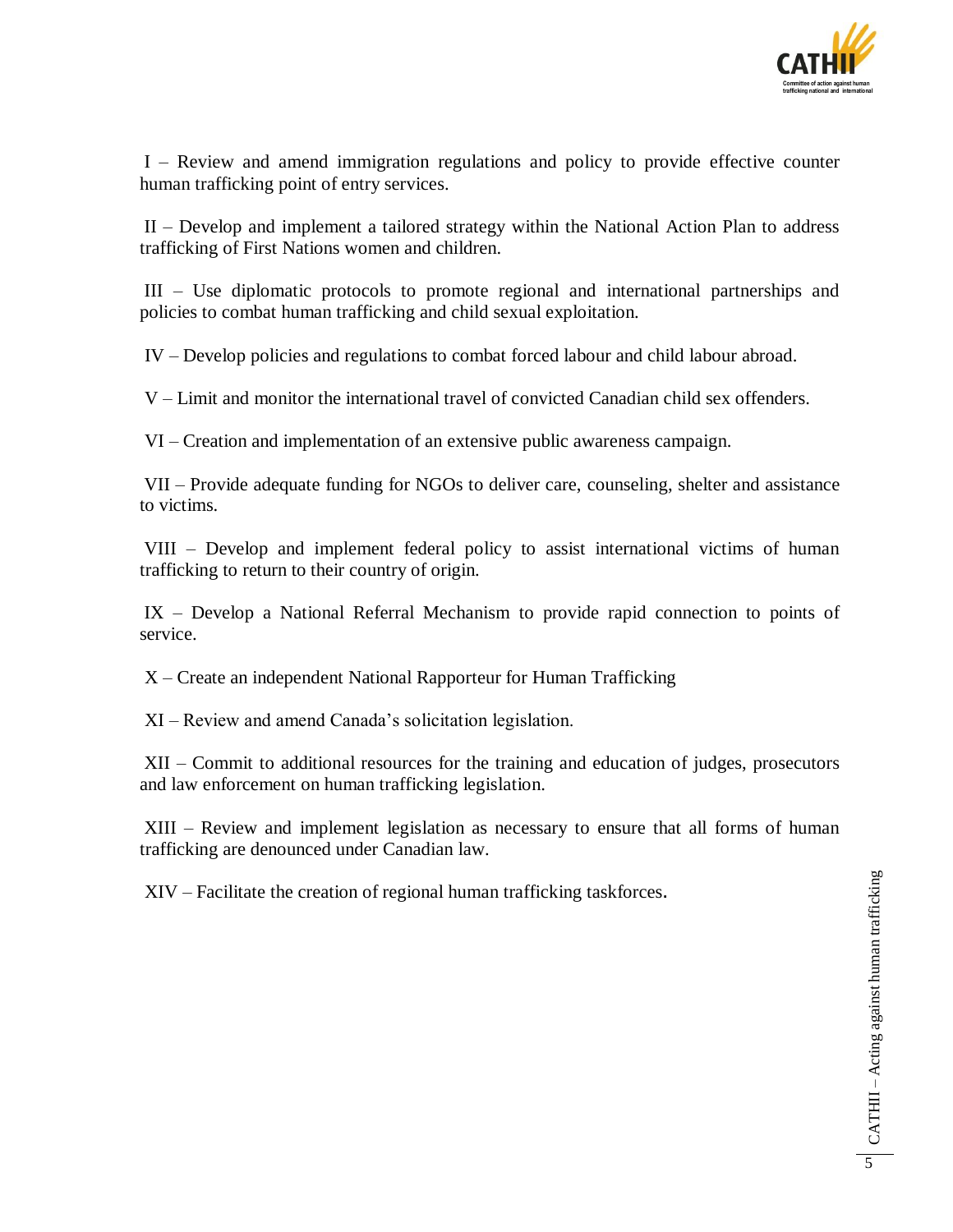I – Review and amend immigration regulations and policy to provide effective counter human trafficking point of entry services.

II – Develop and implement a tailored strategy within the National Action Plan to address trafficking of First Nations women and children.

III – Use diplomatic protocols to promote regional and international partnerships and policies to combat human trafficking and child sexual exploitation.

IV – Develop policies and regulations to combat forced labour and child labour abroad.

V – Limit and monitor the international travel of convicted Canadian child sex offenders.

VI – Creation and implementation of an extensive public awareness campaign.

VII – Provide adequate funding for NGOs to deliver care, counseling, shelter and assistance to victims.

VIII – Develop and implement federal policy to assist international victims of human trafficking to return to their country of origin.

IX – Develop a National Referral Mechanism to provide rapid connection to points of service.

X – Create an independent National Rapporteur for Human Trafficking

XI – Review and amend Canada's solicitation legislation.

XII – Commit to additional resources for the training and education of judges, prosecutors and law enforcement on human trafficking legislation.

XIII – Review and implement legislation as necessary to ensure that all forms of human trafficking are denounced under Canadian law.

XIV – Facilitate the creation of regional human trafficking taskforces.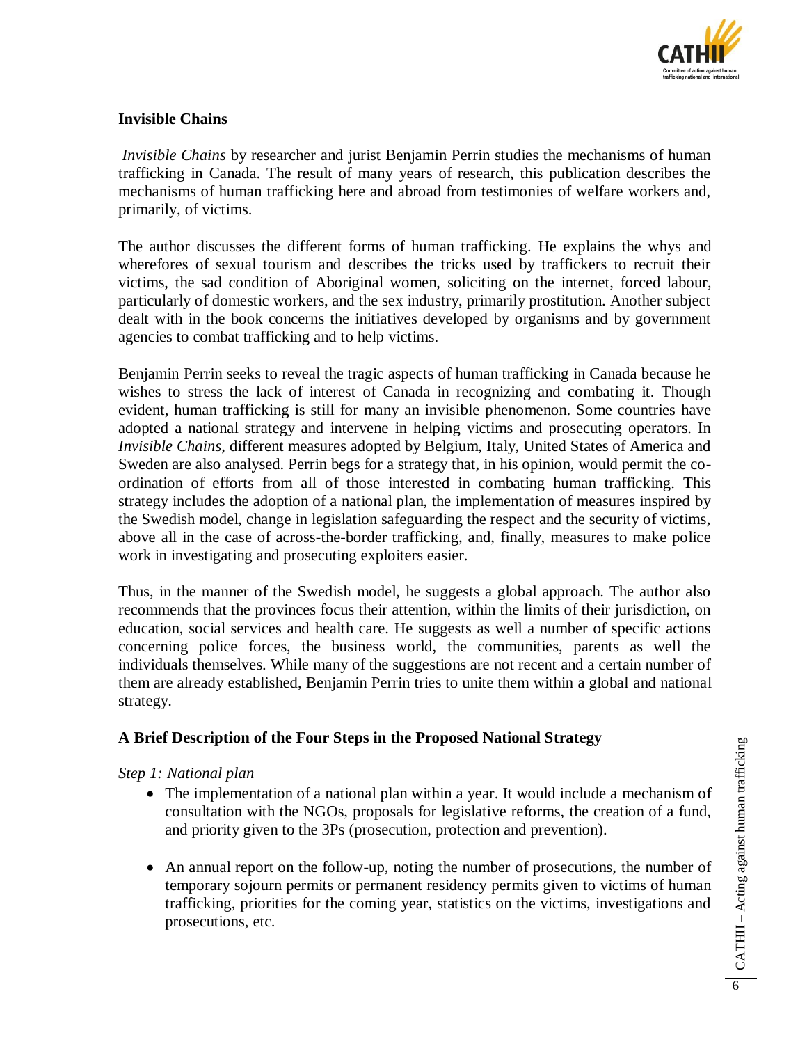## Invisible Chains

*Invisible Chains* by researcher and jurist Benjamin Perrin studies the mechanisms of human trafficking in Canada. The result of many years of research, this publication describes the mechanisms of human trafficking here and abroad from testimonies of welfare workers and, primarily, of victims.

The author discusses the different forms of human trafficking. He explains the whys and wherefores of sexual tourism and describes the tricks used by traffickers to recruit their victims, the sad condition of Aboriginal women, soliciting on the internet, forced labour, particularly of domestic workers, and the sex industry, primarily prostitution. Another subject dealt with in the book concerns the initiatives developed by organisms and by government agencies to combat trafficking and to help victims.

Benjamin Perrin seeks to reveal the tragic aspects of human trafficking in Canada because he wishes to stress the lack of interest of Canada in recognizing and combating it. Though evident, human trafficking is still for many an invisible phenomenon. Some countries have adopted a national strategy and intervene in helping victims and prosecuting operators. In *Invisible Chains*, different measures adopted by Belgium, Italy, United States of America and Sweden are also analysed. Perrin begs for a strategy that, in his opinion, would permit the co-ordination of efforts from all of those interested in combating human trafficking. This strategy includes the adoption of a national plan, the implementation of measures inspired by the Swedish model, change in legislation safeguarding the respect and the security of victims, above all in the case of across-the-border trafficking, and, finally, measures to make police work in investigating and prosecuting exploiters easier.

Thus, in the manner of the Swedish model, he suggests a global approach. The author also recommends that the provinces focus their attention, within the limits of their jurisdiction, on education, social services and health care. He suggests as well a number of specific actions concerning police forces, the business world, the communities, parents as well the individuals themselves. While many of the suggestions are not recent and a certain number of them are already established, Benjamin Perrin tries to unite them within a global and national strategy.

## A Brief Description of the Four Steps in the Proposed National Strategy

*Step 1: National plan*

- The implementation of a national plan within a year. It would include a mechanism of consultation with the NGOs, proposals for legislative reforms, the creation of a fund, and priority given to the 3Ps (prosecution, protection and prevention).
- An annual report on the follow-up, noting the number of prosecutions, the number of temporary sojourn permits or permanent residency permits given to victims of human trafficking, priorities for the coming year, statistics on the victims, investigations and prosecutions, etc.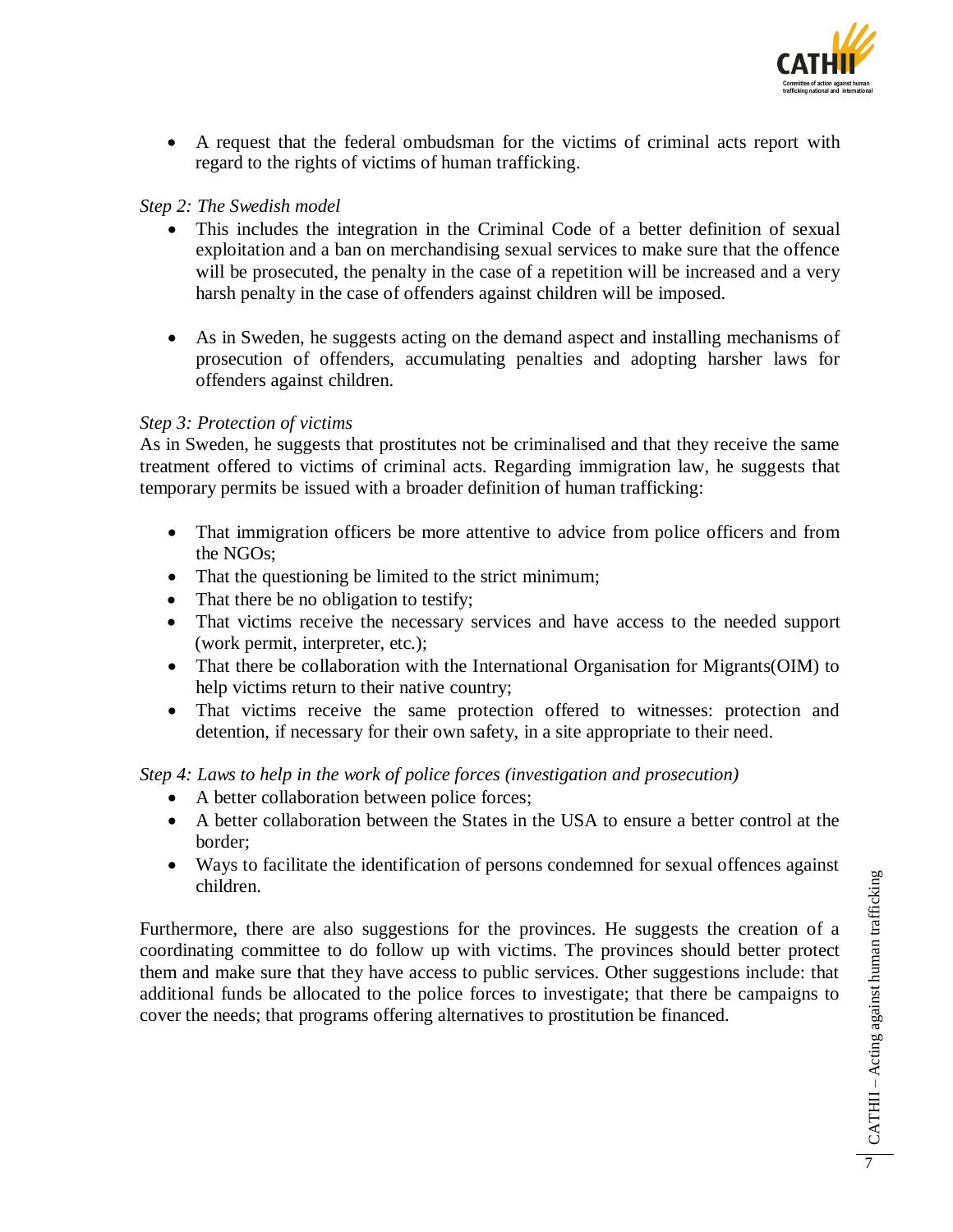- A request that the federal ombudsman for the victims of criminal acts report with regard to the rights of victims of human trafficking.

*Step 2: The Swedish model*

- This includes the integration in the Criminal Code of a better definition of sexual exploitation and a ban on merchandising sexual services to make sure that the offence will be prosecuted, the penalty in the case of a repetition will be increased and a very harsh penalty in the case of offenders against children will be imposed.

- As in Sweden, he suggests acting on the demand aspect and installing mechanisms of prosecution of offenders, accumulating penalties and adopting harsher laws for offenders against children.

*Step 3: Protection of victims*

As in Sweden, he suggests that prostitutes not be criminalised and that they receive the same treatment offered to victims of criminal acts. Regarding immigration law, he suggests that temporary permits be issued with a broader definition of human trafficking:

- That immigration officers be more attentive to advice from police officers and from the NGOs;
- That the questioning be limited to the strict minimum;
- That there be no obligation to testify;
- That victims receive the necessary services and have access to the needed support (work permit, interpreter, etc.);
- That there be collaboration with the International Organisation for Migrants(OIM) to help victims return to their native country;
- That victims receive the same protection offered to witnesses: protection and detention, if necessary for their own safety, in a site appropriate to their need.

*Step 4: Laws to help in the work of police forces (investigation and prosecution)*

- A better collaboration between police forces;
- A better collaboration between the States in the USA to ensure a better control at the border;
- Ways to facilitate the identification of persons condemned for sexual offences against children.

Furthermore, there are also suggestions for the provinces. He suggests the creation of a coordinating committee to do follow up with victims. The provinces should better protect them and make sure that they have access to public services. Other suggestions include: that additional funds be allocated to the police forces to investigate; that there be campaigns to cover the needs; that programs offering alternatives to prostitution be financed.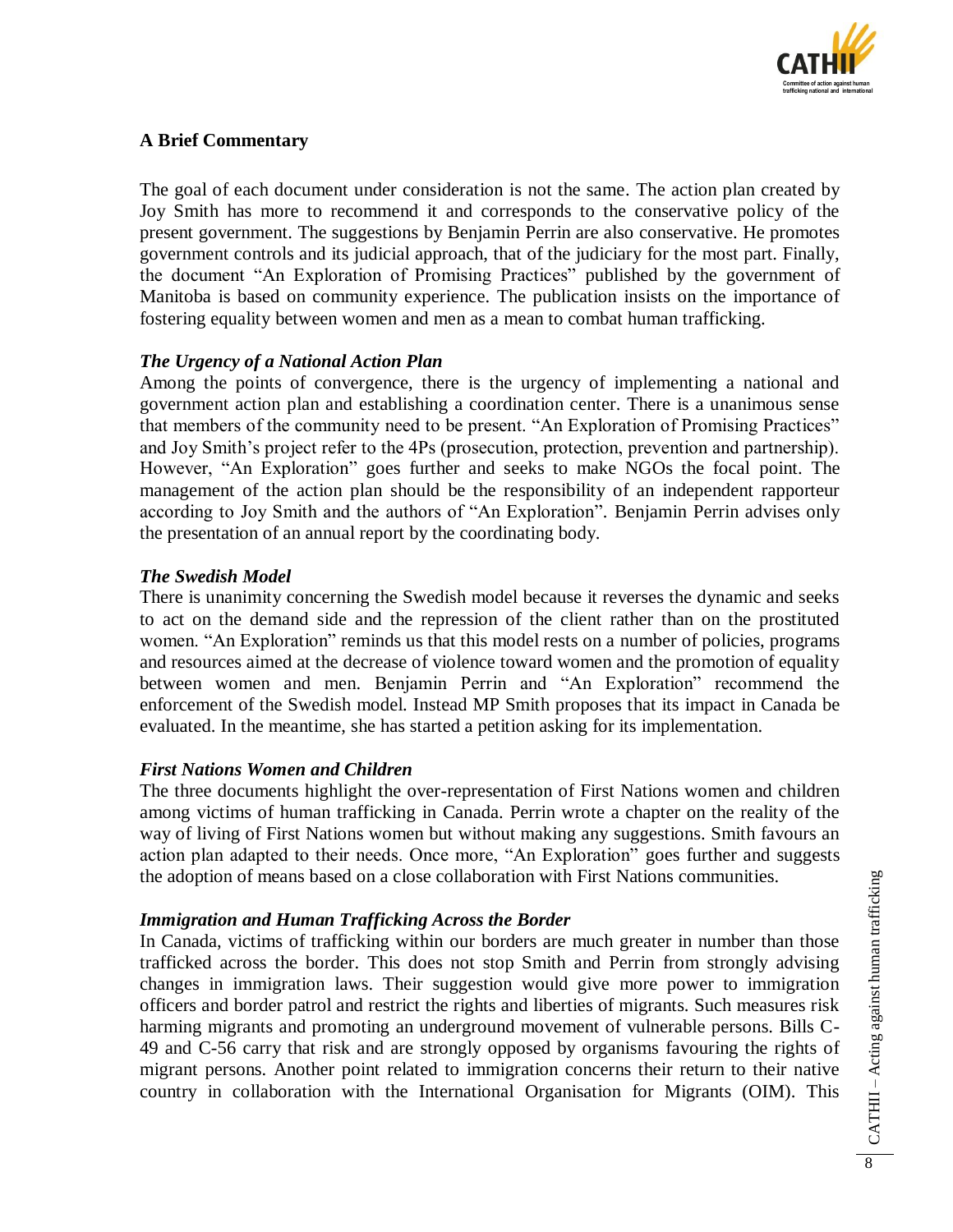## A Brief Commentary

The goal of each document under consideration is not the same. The action plan created by Joy Smith has more to recommend it and corresponds to the conservative policy of the present government. The suggestions by Benjamin Perrin are also conservative. He promotes government controls and its judicial approach, that of the judiciary for the most part. Finally, the document "An Exploration of Promising Practices" published by the government of Manitoba is based on community experience. The publication insists on the importance of fostering equality between women and men as a mean to combat human trafficking.

### *The Urgency of a National Action Plan*

Among the points of convergence, there is the urgency of implementing a national and government action plan and establishing a coordination center. There is a unanimous sense that members of the community need to be present. "An Exploration of Promising Practices" and Joy Smith's project refer to the 4Ps (prosecution, protection, prevention and partnership). However, "An Exploration" goes further and seeks to make NGOs the focal point. The management of the action plan should be the responsibility of an independent rapporteur according to Joy Smith and the authors of "An Exploration". Benjamin Perrin advises only the presentation of an annual report by the coordinating body.

### *The Swedish Model*

There is unanimity concerning the Swedish model because it reverses the dynamic and seeks to act on the demand side and the repression of the client rather than on the prostituted women. "An Exploration" reminds us that this model rests on a number of policies, programs and resources aimed at the decrease of violence toward women and the promotion of equality between women and men. Benjamin Perrin and "An Exploration" recommend the enforcement of the Swedish model. Instead MP Smith proposes that its impact in Canada be evaluated. In the meantime, she has started a petition asking for its implementation.

### *First Nations Women and Children*

The three documents highlight the over-representation of First Nations women and children among victims of human trafficking in Canada. Perrin wrote a chapter on the reality of the way of living of First Nations women but without making any suggestions. Smith favours an action plan adapted to their needs. Once more, "An Exploration" goes further and suggests the adoption of means based on a close collaboration with First Nations communities.

### *Immigration and Human Trafficking Across the Border*

In Canada, victims of trafficking within our borders are much greater in number than those trafficked across the border. This does not stop Smith and Perrin from strongly advising changes in immigration laws. Their suggestion would give more power to immigration officers and border patrol and restrict the rights and liberties of migrants. Such measures risk harming migrants and promoting an underground movement of vulnerable persons. Bills C-49 and C-56 carry that risk and are strongly opposed by organisms favouring the rights of migrant persons. Another point related to immigration concerns their return to their native country in collaboration with the International Organisation for Migrants (OIM). This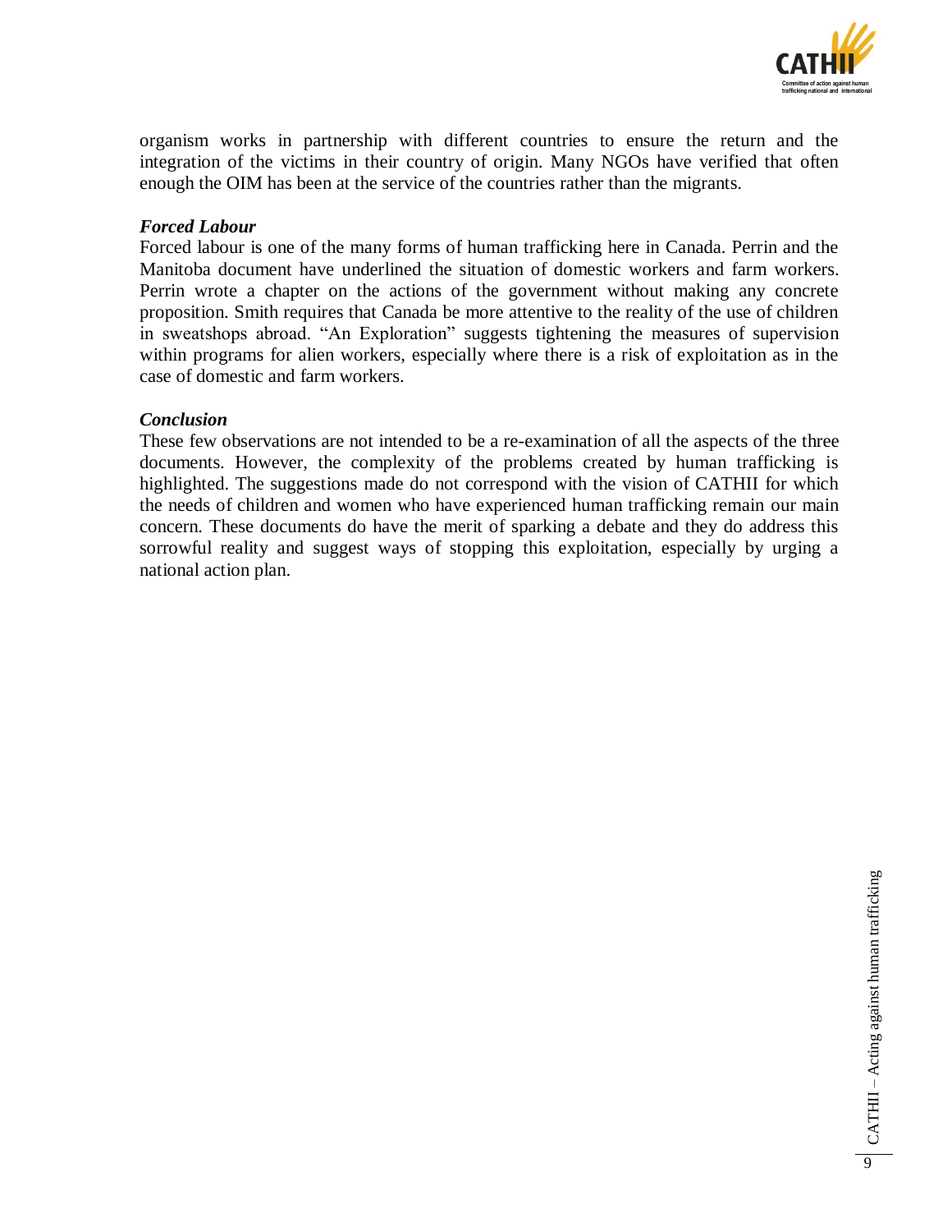organism works in partnership with different countries to ensure the return and the integration of the victims in their country of origin. Many NGOs have verified that often enough the OIM has been at the service of the countries rather than the migrants.

### *Forced Labour*

Forced labour is one of the many forms of human trafficking here in Canada. Perrin and the Manitoba document have underlined the situation of domestic workers and farm workers. Perrin wrote a chapter on the actions of the government without making any concrete proposition. Smith requires that Canada be more attentive to the reality of the use of children in sweatshops abroad. "An Exploration" suggests tightening the measures of supervision within programs for alien workers, especially where there is a risk of exploitation as in the case of domestic and farm workers.

### *Conclusion*

These few observations are not intended to be a re-examination of all the aspects of the three documents. However, the complexity of the problems created by human trafficking is highlighted. The suggestions made do not correspond with the vision of CATHII for which the needs of children and women who have experienced human trafficking remain our main concern. These documents do have the merit of sparking a debate and they do address this sorrowful reality and suggest ways of stopping this exploitation, especially by urging a national action plan.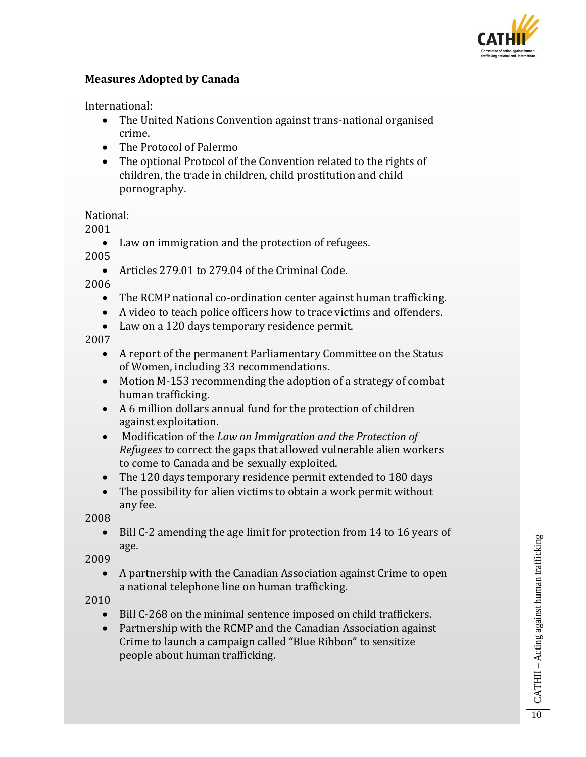**Measures Adopted by Canada**

International:

- The United Nations Convention against trans-national organised crime.
- The Protocol of Palermo
- The optional Protocol of the Convention related to the rights of children, the trade in children, child prostitution and child pornography.

National:

2001

- Law on immigration and the protection of refugees.

2005

- Articles 279.01 to 279.04 of the Criminal Code.

2006

- The RCMP national co-ordination center against human trafficking.
- A video to teach police officers how to trace victims and offenders.
- Law on a 120 days temporary residence permit.

2007

- A report of the permanent Parliamentary Committee on the Status of Women, including 33 recommendations.
- Motion M-153 recommending the adoption of a strategy of combat human trafficking.
- A 6 million dollars annual fund for the protection of children against exploitation.
- Modification of the *Law on Immigration and the Protection of Refugees* to correct the gaps that allowed vulnerable alien workers to come to Canada and be sexually exploited.
- The 120 days temporary residence permit extended to 180 days
- The possibility for alien victims to obtain a work permit without any fee.

2008

- Bill C-2 amending the age limit for protection from 14 to 16 years of age.

2009

- A partnership with the Canadian Association against Crime to open a national telephone line on human trafficking.

2010

- Bill C-268 on the minimal sentence imposed on child traffickers.
- Partnership with the RCMP and the Canadian Association against Crime to launch a campaign called "Blue Ribbon" to sensitize people about human trafficking.